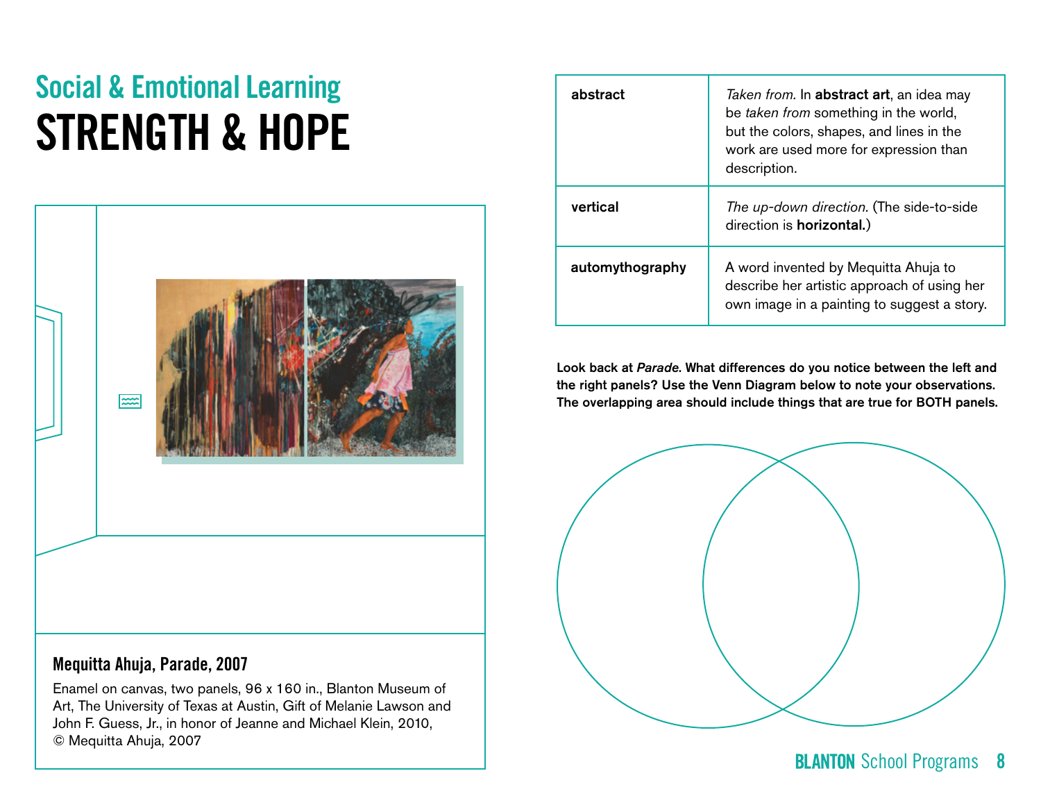## Social & Emotional Learning

# STRENGTH & HOPE

**Mequitta Ahuja, Parade, 2007**

Enamel on canvas, two panels, 96 x 160 in., Blanton Museum of Art, The University of Texas at Austin, Gift of Melanie Lawson and John F. Guess, Jr., in honor of Jeanne and Michael Klein, 2010, © Mequitta Ahuja, 2007

| abstract | *Taken from.* In **abstract art**, an idea may be *taken from* something in the world, but the colors, shapes, and lines in the work are used more for expression than description. |
|---|---|
| vertical | *The up-down direction.* (The side-to-side direction is **horizontal.**) |
| automythography | A word invented by Mequitta Ahuja to describe her artistic approach of using her own image in a painting to suggest a story. |

**Look back at *Parade*. What differences do you notice between the left and the right panels? Use the Venn Diagram below to note your observations. The overlapping area should include things that are true for BOTH panels.**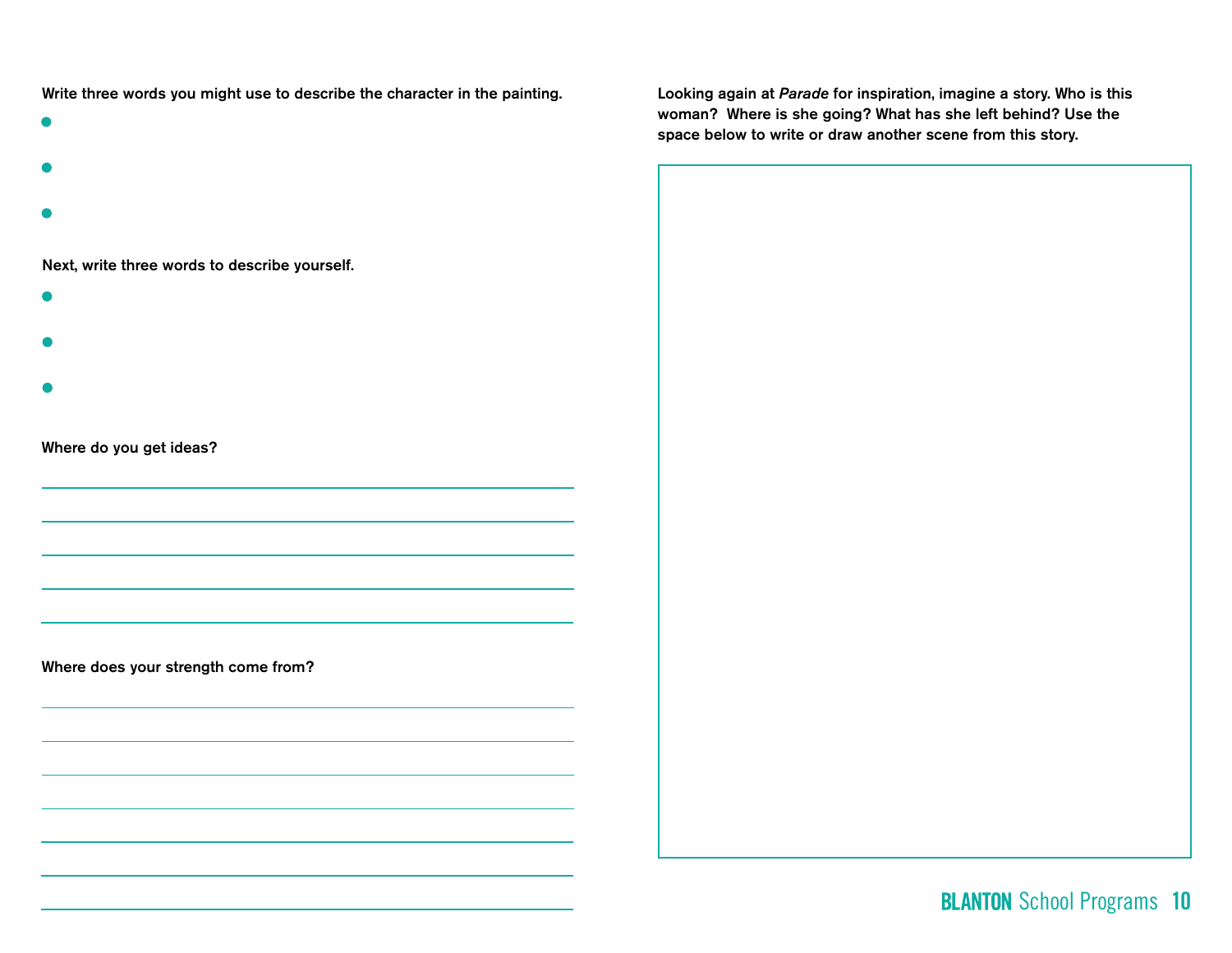**Write three words you might use to describe the character in the painting.**

- 
- 
- 

**Next, write three words to describe yourself.**

- 
- 
- 

**Where do you get ideas?**

**Where does your strength come from?**

**Looking again at *Parade* for inspiration, imagine a story. Who is this woman? Where is she going? What has she left behind? Use the space below to write or draw another scene from this story.**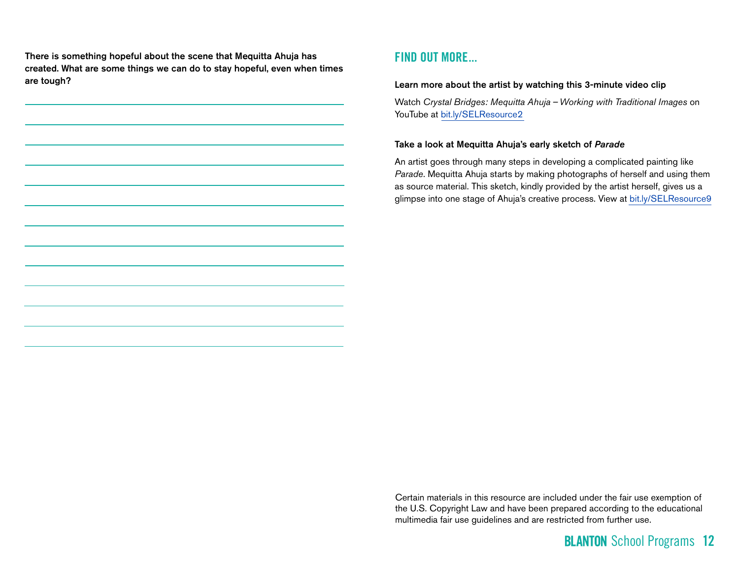**There is something hopeful about the scene that Mequitta Ahuja has created. What are some things we can do to stay hopeful, even when times are tough?**

## FIND OUT MORE...

**Learn more about the artist by watching this 3-minute video clip**

Watch *Crystal Bridges: Mequitta Ahuja – Working with Traditional Images* on YouTube at bit.ly/SELResource2

**Take a look at Mequitta Ahuja's early sketch of *Parade***

An artist goes through many steps in developing a complicated painting like *Parade*. Mequitta Ahuja starts by making photographs of herself and using them as source material. This sketch, kindly provided by the artist herself, gives us a glimpse into one stage of Ahuja's creative process. View at bit.ly/SELResource9

Certain materials in this resource are included under the fair use exemption of the U.S. Copyright Law and have been prepared according to the educational multimedia fair use guidelines and are restricted from further use.